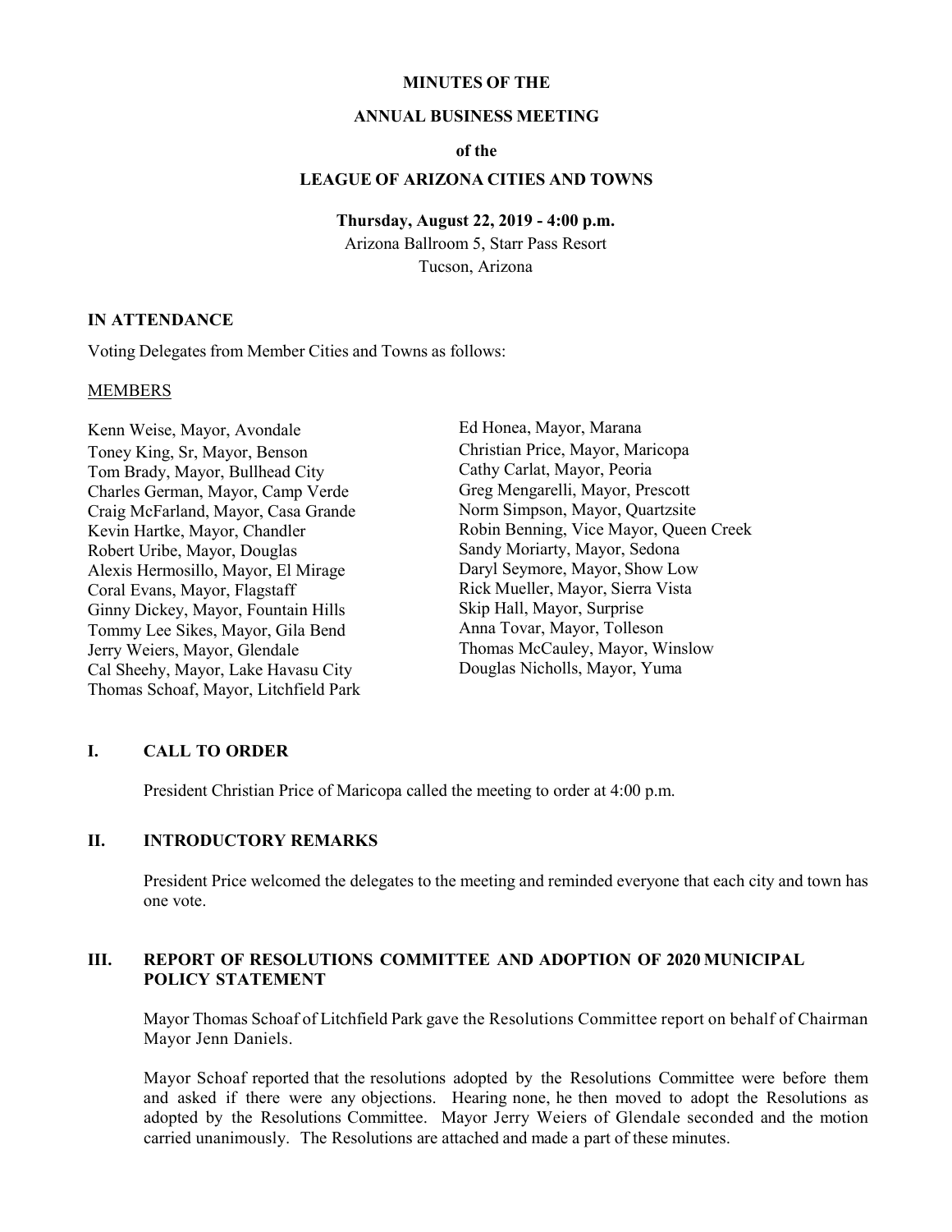**MINUTES OF THE**

**ANNUAL BUSINESS MEETING**

**of the**

**LEAGUE OF ARIZONA CITIES AND TOWNS**

**Thursday, August 22, 2019 - 4:00 p.m.**

Arizona Ballroom 5, Starr Pass Resort
Tucson, Arizona

## IN ATTENDANCE

Voting Delegates from Member Cities and Towns as follows:

MEMBERS

Kenn Weise, Mayor, Avondale
Toney King, Sr, Mayor, Benson
Tom Brady, Mayor, Bullhead City
Charles German, Mayor, Camp Verde
Craig McFarland, Mayor, Casa Grande
Kevin Hartke, Mayor, Chandler
Robert Uribe, Mayor, Douglas
Alexis Hermosillo, Mayor, El Mirage
Coral Evans, Mayor, Flagstaff
Ginny Dickey, Mayor, Fountain Hills
Tommy Lee Sikes, Mayor, Gila Bend
Jerry Weiers, Mayor, Glendale
Cal Sheehy, Mayor, Lake Havasu City
Thomas Schoaf, Mayor, Litchfield Park
Ed Honea, Mayor, Marana
Christian Price, Mayor, Maricopa
Cathy Carlat, Mayor, Peoria
Greg Mengarelli, Mayor, Prescott
Norm Simpson, Mayor, Quartzsite
Robin Benning, Vice Mayor, Queen Creek
Sandy Moriarty, Mayor, Sedona
Daryl Seymore, Mayor, Show Low
Rick Mueller, Mayor, Sierra Vista
Skip Hall, Mayor, Surprise
Anna Tovar, Mayor, Tolleson
Thomas McCauley, Mayor, Winslow
Douglas Nicholls, Mayor, Yuma

## I. CALL TO ORDER

President Christian Price of Maricopa called the meeting to order at 4:00 p.m.

## II. INTRODUCTORY REMARKS

President Price welcomed the delegates to the meeting and reminded everyone that each city and town has one vote.

## III. REPORT OF RESOLUTIONS COMMITTEE AND ADOPTION OF 2020 MUNICIPAL POLICY STATEMENT

Mayor Thomas Schoaf of Litchfield Park gave the Resolutions Committee report on behalf of Chairman Mayor Jenn Daniels.

Mayor Schoaf reported that the resolutions adopted by the Resolutions Committee were before them and asked if there were any objections. Hearing none, he then moved to adopt the Resolutions as adopted by the Resolutions Committee. Mayor Jerry Weiers of Glendale seconded and the motion carried unanimously. The Resolutions are attached and made a part of these minutes.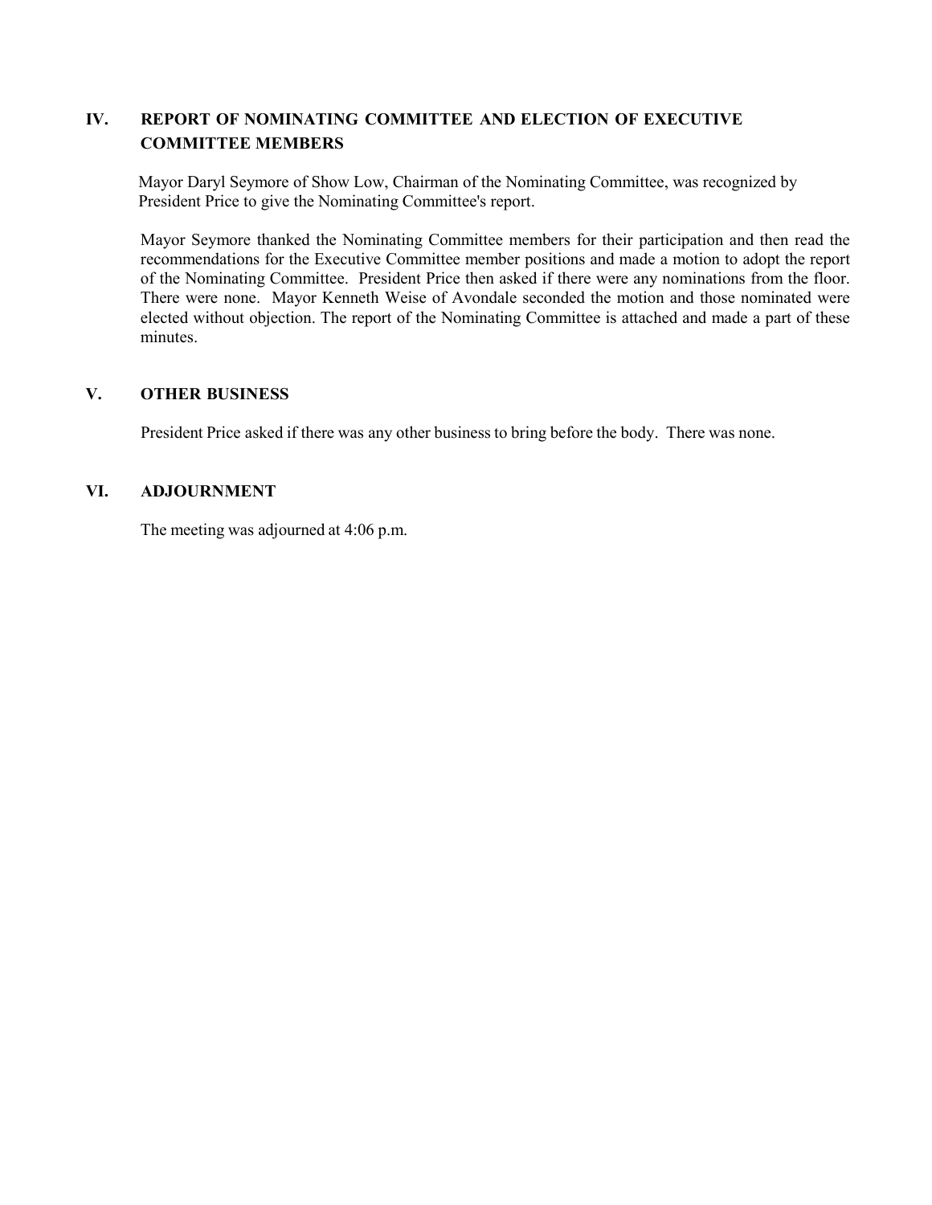## IV. REPORT OF NOMINATING COMMITTEE AND ELECTION OF EXECUTIVE COMMITTEE MEMBERS

Mayor Daryl Seymore of Show Low, Chairman of the Nominating Committee, was recognized by President Price to give the Nominating Committee's report.

Mayor Seymore thanked the Nominating Committee members for their participation and then read the recommendations for the Executive Committee member positions and made a motion to adopt the report of the Nominating Committee. President Price then asked if there were any nominations from the floor. There were none. Mayor Kenneth Weise of Avondale seconded the motion and those nominated were elected without objection. The report of the Nominating Committee is attached and made a part of these minutes.

## V. OTHER BUSINESS

President Price asked if there was any other business to bring before the body. There was none.

## VI. ADJOURNMENT

The meeting was adjourned at 4:06 p.m.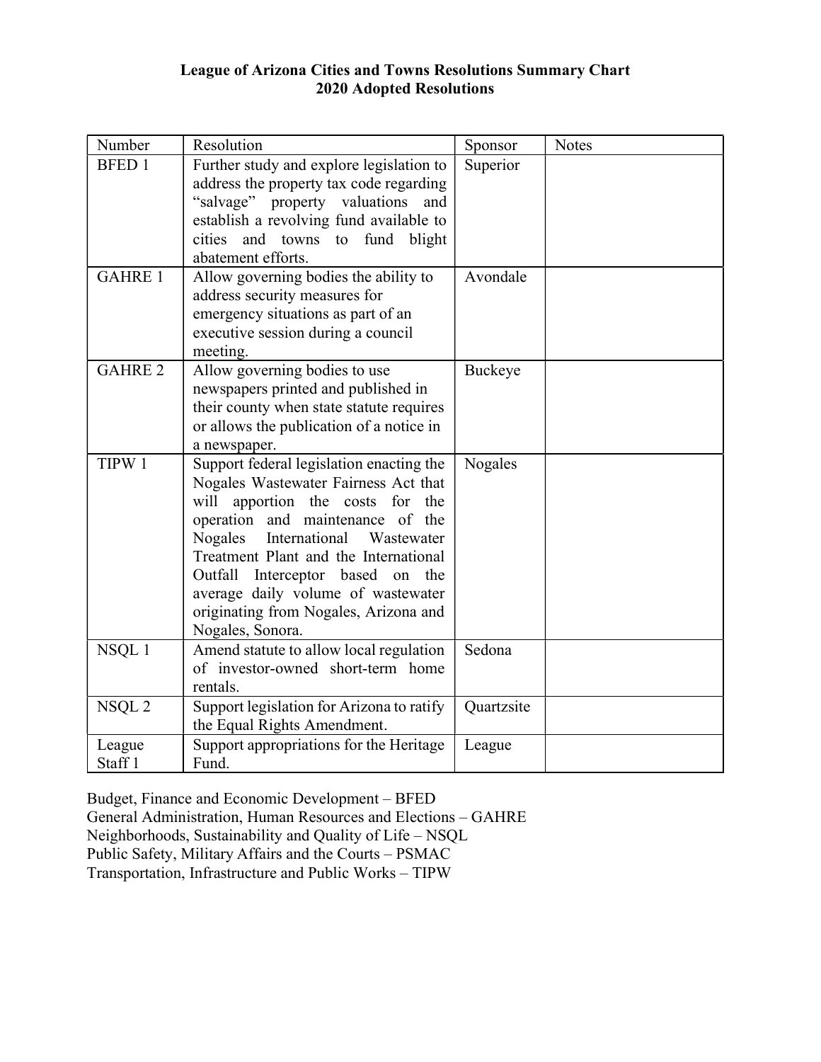# League of Arizona Cities and Towns Resolutions Summary Chart
## 2020 Adopted Resolutions

| Number | Resolution | Sponsor | Notes |
|---|---|---|---|
| BFED 1 | Further study and explore legislation to address the property tax code regarding "salvage" property valuations and establish a revolving fund available to cities and towns to fund blight abatement efforts. | Superior | |
| GAHRE 1 | Allow governing bodies the ability to address security measures for emergency situations as part of an executive session during a council meeting. | Avondale | |
| GAHRE 2 | Allow governing bodies to use newspapers printed and published in their county when state statute requires or allows the publication of a notice in a newspaper. | Buckeye | |
| TIPW 1 | Support federal legislation enacting the Nogales Wastewater Fairness Act that will apportion the costs for the operation and maintenance of the Nogales International Wastewater Treatment Plant and the International Outfall Interceptor based on the average daily volume of wastewater originating from Nogales, Arizona and Nogales, Sonora. | Nogales | |
| NSQL 1 | Amend statute to allow local regulation of investor-owned short-term home rentals. | Sedona | |
| NSQL 2 | Support legislation for Arizona to ratify the Equal Rights Amendment. | Quartzsite | |
| League Staff 1 | Support appropriations for the Heritage Fund. | League | |

Budget, Finance and Economic Development – BFED
General Administration, Human Resources and Elections – GAHRE
Neighborhoods, Sustainability and Quality of Life – NSQL
Public Safety, Military Affairs and the Courts – PSMAC
Transportation, Infrastructure and Public Works – TIPW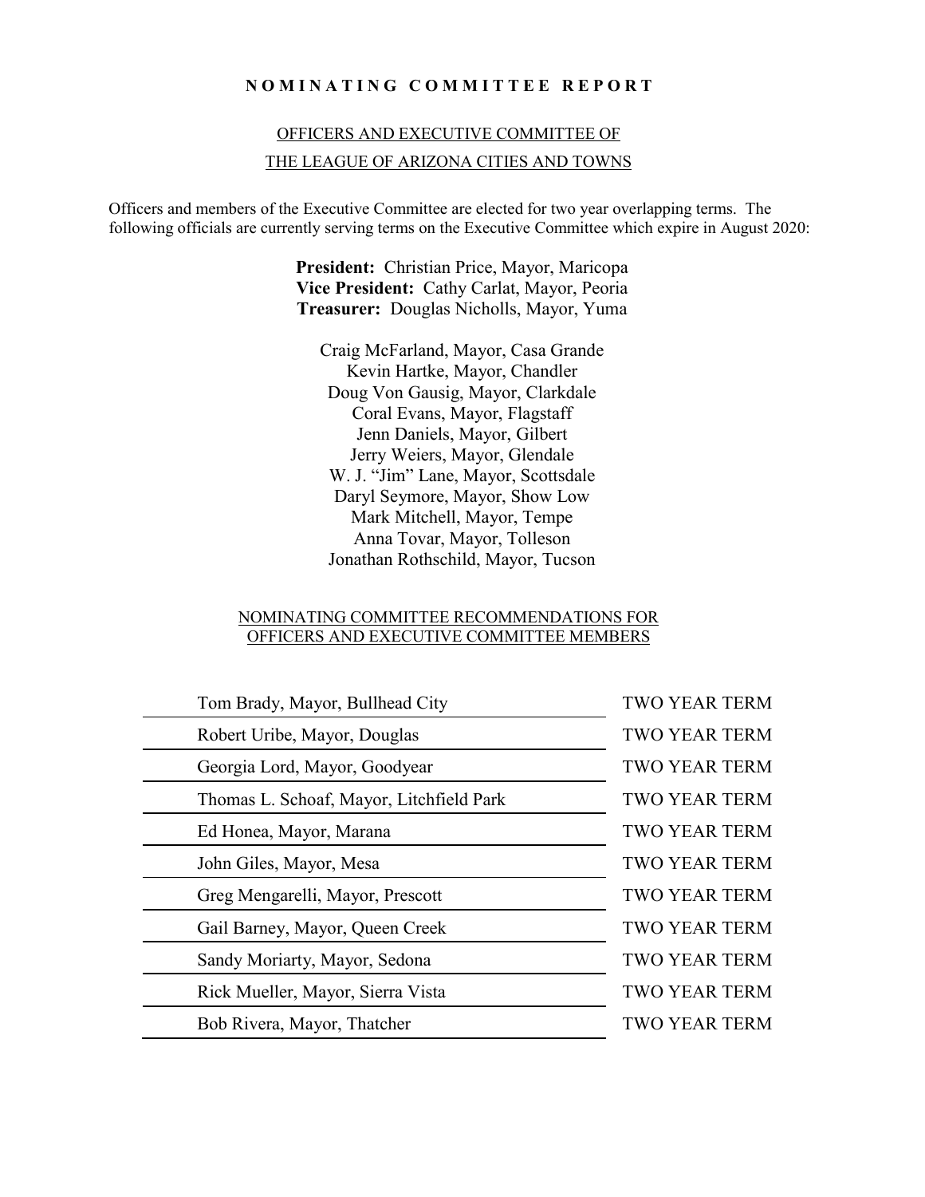# NOMINATING COMMITTEE REPORT

## OFFICERS AND EXECUTIVE COMMITTEE OF THE LEAGUE OF ARIZONA CITIES AND TOWNS

Officers and members of the Executive Committee are elected for two year overlapping terms. The following officials are currently serving terms on the Executive Committee which expire in August 2020:

**President:** Christian Price, Mayor, Maricopa
**Vice President:** Cathy Carlat, Mayor, Peoria
**Treasurer:** Douglas Nicholls, Mayor, Yuma

Craig McFarland, Mayor, Casa Grande
Kevin Hartke, Mayor, Chandler
Doug Von Gausig, Mayor, Clarkdale
Coral Evans, Mayor, Flagstaff
Jenn Daniels, Mayor, Gilbert
Jerry Weiers, Mayor, Glendale
W. J. "Jim" Lane, Mayor, Scottsdale
Daryl Seymore, Mayor, Show Low
Mark Mitchell, Mayor, Tempe
Anna Tovar, Mayor, Tolleson
Jonathan Rothschild, Mayor, Tucson

## NOMINATING COMMITTEE RECOMMENDATIONS FOR OFFICERS AND EXECUTIVE COMMITTEE MEMBERS

| | |
|---|---|
| Tom Brady, Mayor, Bullhead City | TWO YEAR TERM |
| Robert Uribe, Mayor, Douglas | TWO YEAR TERM |
| Georgia Lord, Mayor, Goodyear | TWO YEAR TERM |
| Thomas L. Schoaf, Mayor, Litchfield Park | TWO YEAR TERM |
| Ed Honea, Mayor, Marana | TWO YEAR TERM |
| John Giles, Mayor, Mesa | TWO YEAR TERM |
| Greg Mengarelli, Mayor, Prescott | TWO YEAR TERM |
| Gail Barney, Mayor, Queen Creek | TWO YEAR TERM |
| Sandy Moriarty, Mayor, Sedona | TWO YEAR TERM |
| Rick Mueller, Mayor, Sierra Vista | TWO YEAR TERM |
| Bob Rivera, Mayor, Thatcher | TWO YEAR TERM |